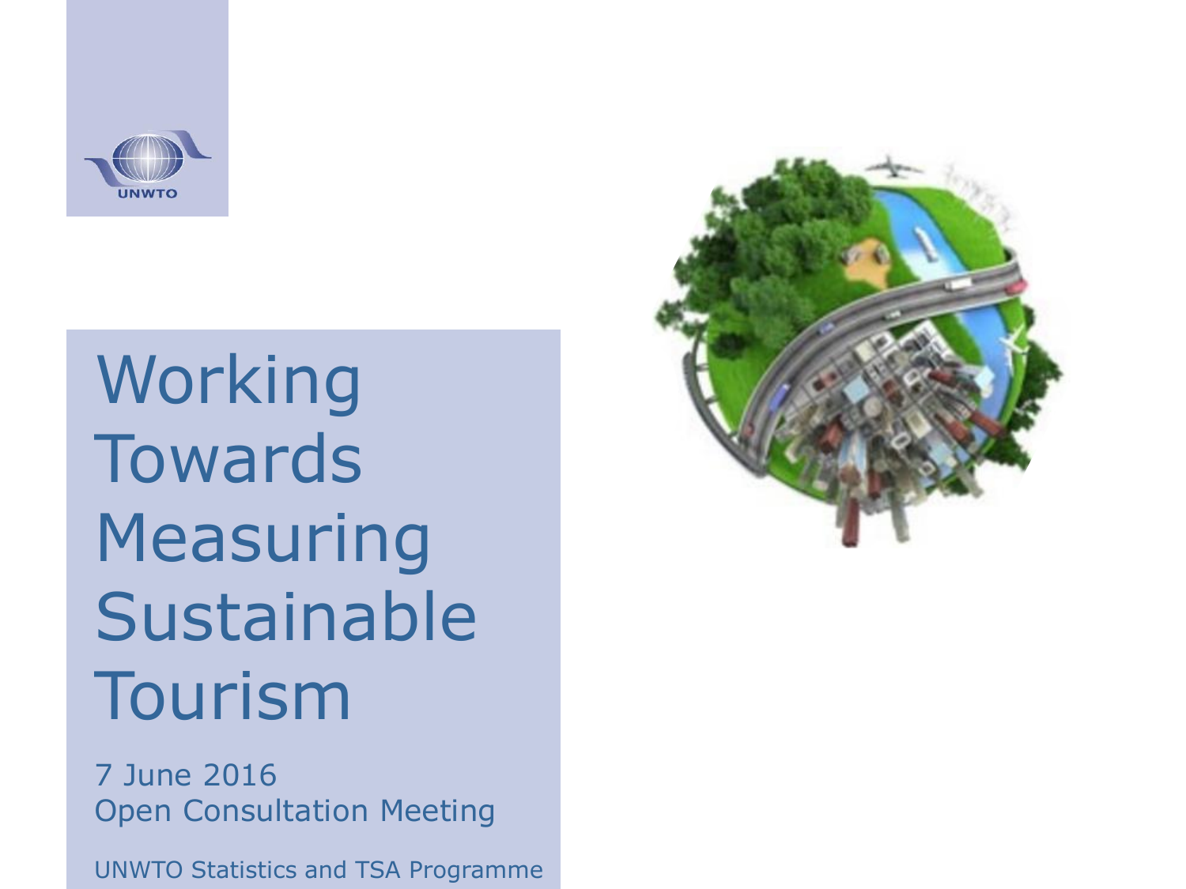UNWTO

# Working Towards Measuring Sustainable Tourism

7 June 2016
Open Consultation Meeting

UNWTO Statistics and TSA Programme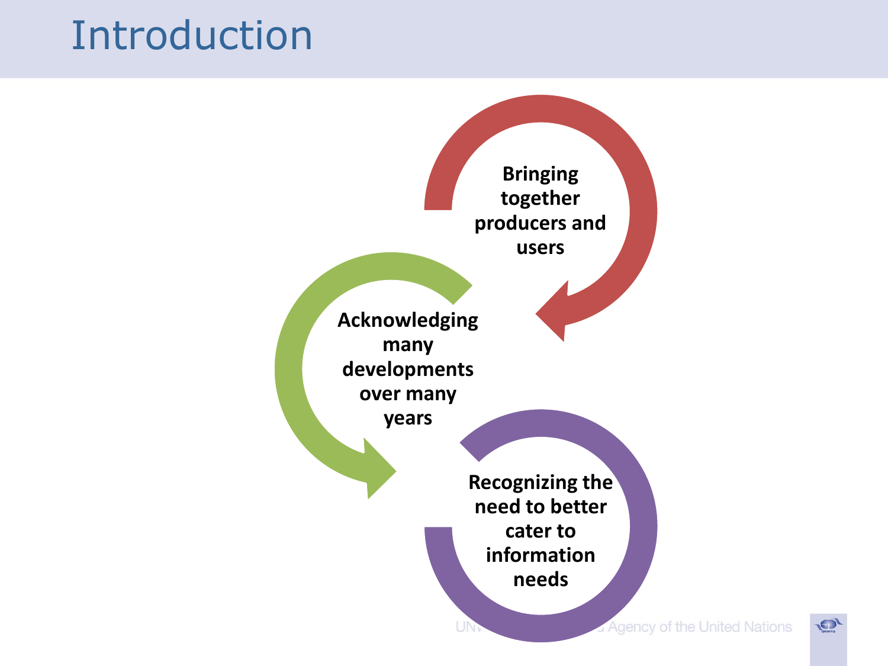# Introduction

- Bringing together producers and users
- Acknowledging many developments over many years
- Recognizing the need to better cater to information needs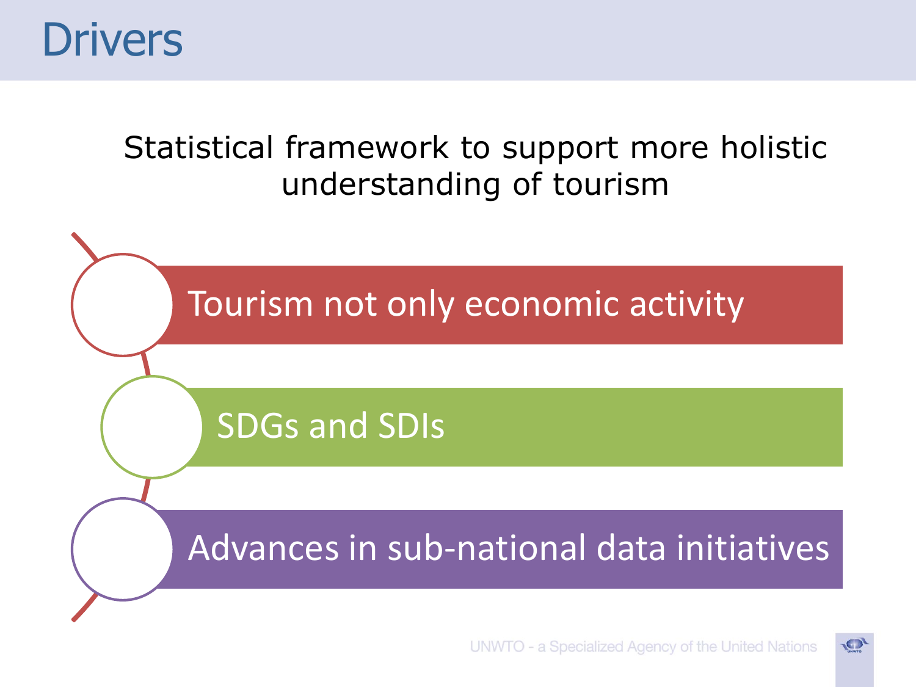# Drivers

Statistical framework to support more holistic understanding of tourism

- Tourism not only economic activity
- SDGs and SDIs
- Advances in sub-national data initiatives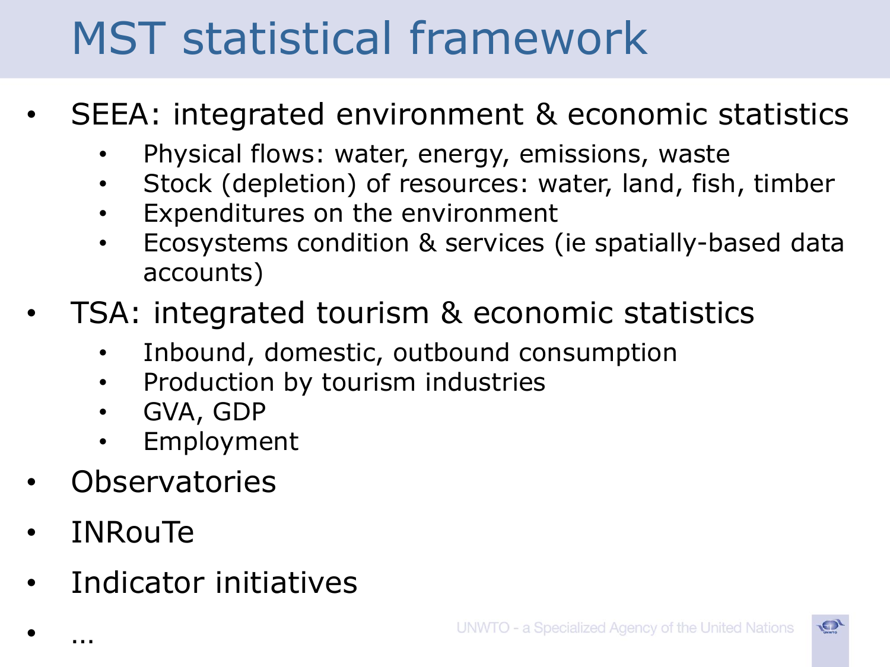# MST statistical framework

- SEEA: integrated environment & economic statistics
  - Physical flows: water, energy, emissions, waste
  - Stock (depletion) of resources: water, land, fish, timber
  - Expenditures on the environment
  - Ecosystems condition & services (ie spatially-based data accounts)
- TSA: integrated tourism & economic statistics
  - Inbound, domestic, outbound consumption
  - Production by tourism industries
  - GVA, GDP
  - Employment
- Observatories
- INRouTe
- Indicator initiatives
- …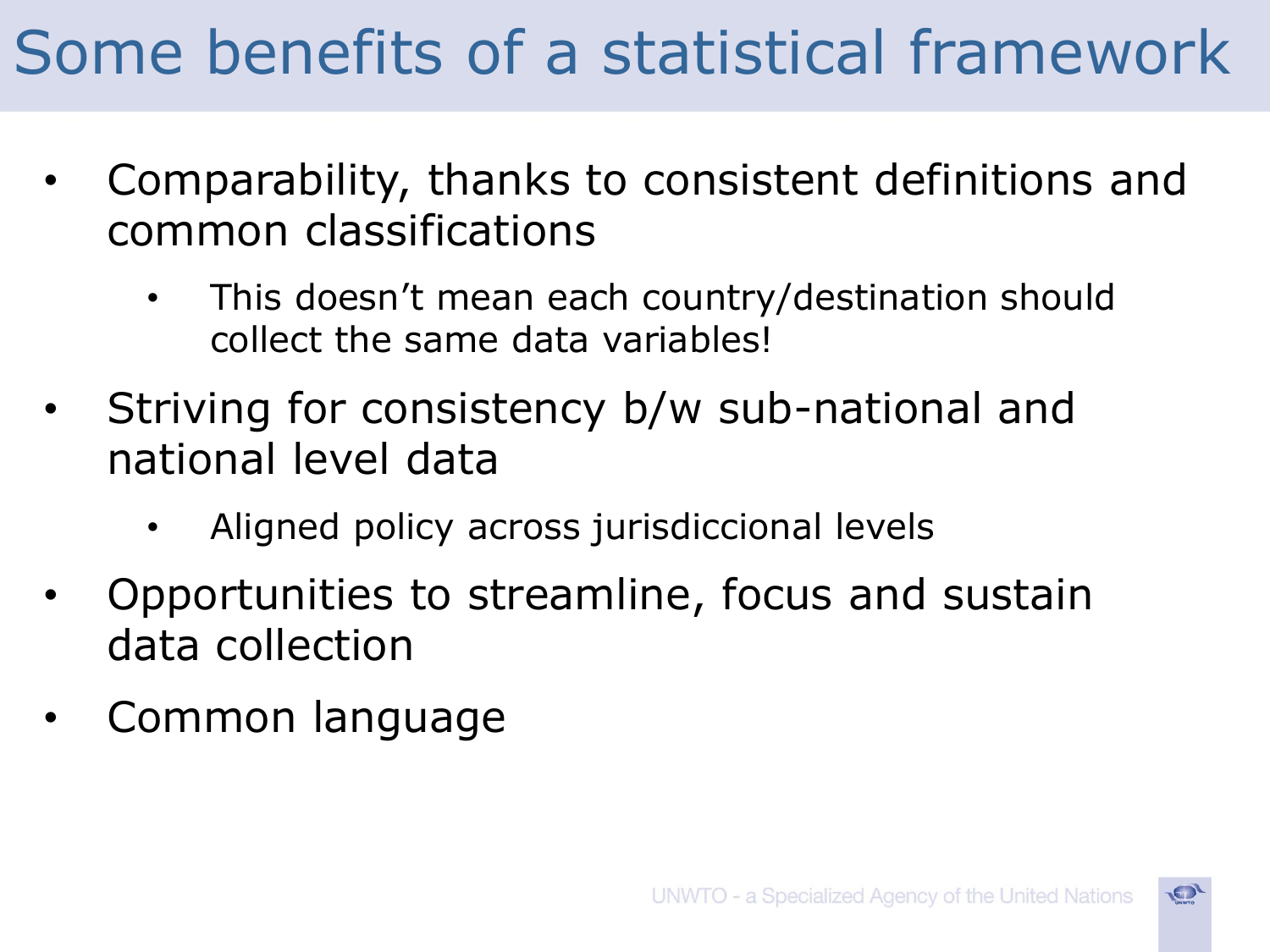# Some benefits of a statistical framework

- Comparability, thanks to consistent definitions and common classifications
  - This doesn't mean each country/destination should collect the same data variables!
- Striving for consistency b/w sub-national and national level data
  - Aligned policy across jurisdiccional levels
- Opportunities to streamline, focus and sustain data collection
- Common language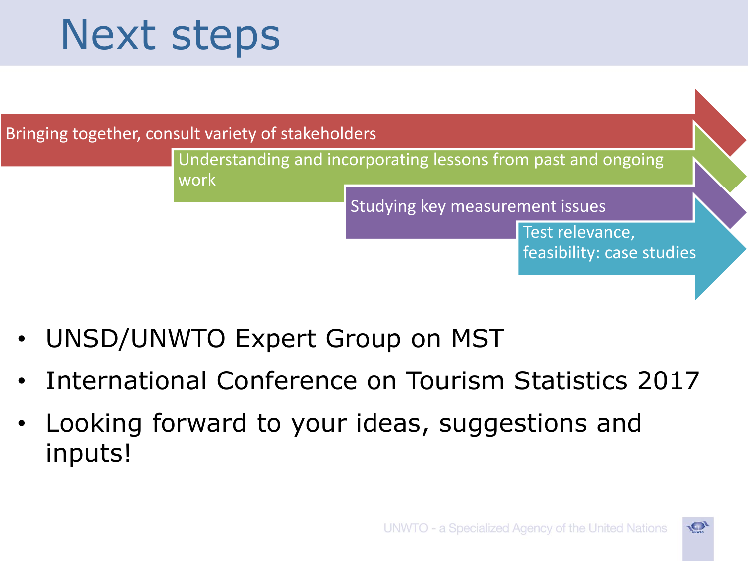# Next steps

- Bringing together, consult variety of stakeholders
- Understanding and incorporating lessons from past and ongoing work
- Studying key measurement issues
- Test relevance, feasibility: case studies

- UNSD/UNWTO Expert Group on MST
- International Conference on Tourism Statistics 2017
- Looking forward to your ideas, suggestions and inputs!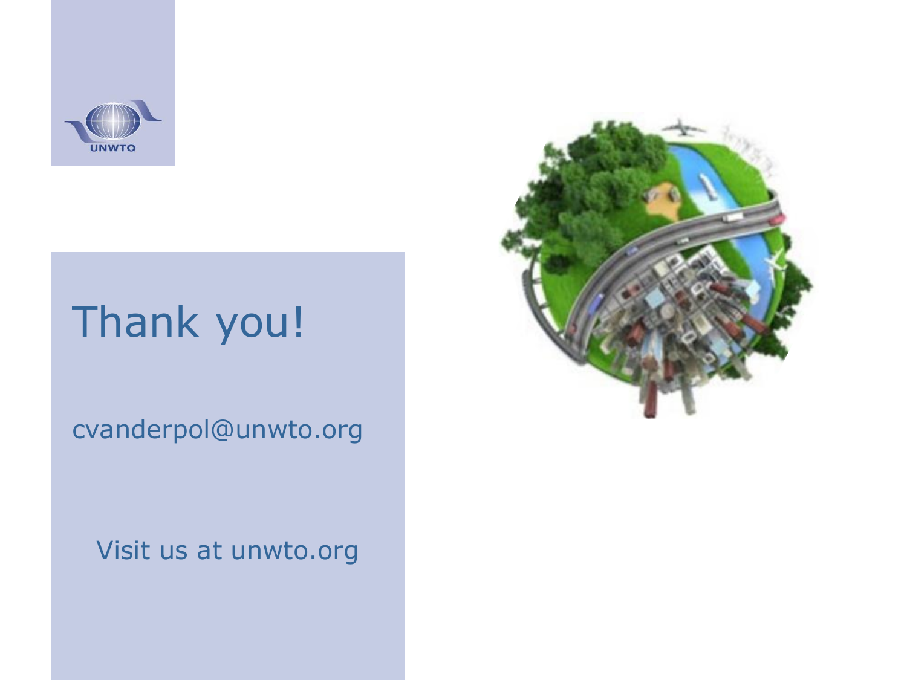UNWTO

# Thank you!

cvanderpol@unwto.org

Visit us at unwto.org